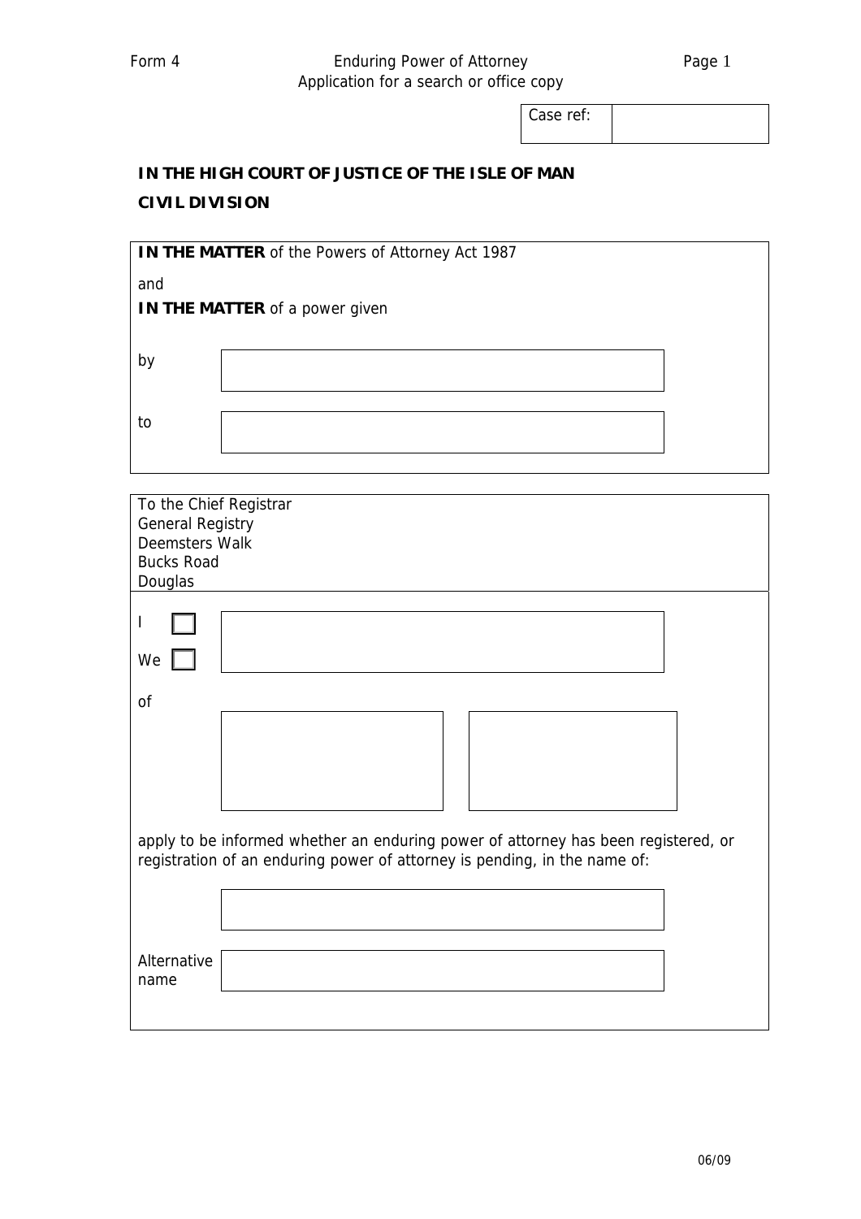Form 4 Enduring Power of Attorney
Application for a search or office copy

Case ref:

**IN THE HIGH COURT OF JUSTICE OF THE ISLE OF MAN**

**CIVIL DIVISION**

**IN THE MATTER** of the Powers of Attorney Act 1987

and

**IN THE MATTER** of a power given

by

to

To the Chief Registrar
General Registry
Deemsters Walk
Bucks Road
Douglas

I ☐

We ☐

of

apply to be informed whether an enduring power of attorney has been registered, or registration of an enduring power of attorney is pending, in the name of:

Alternative name

06/09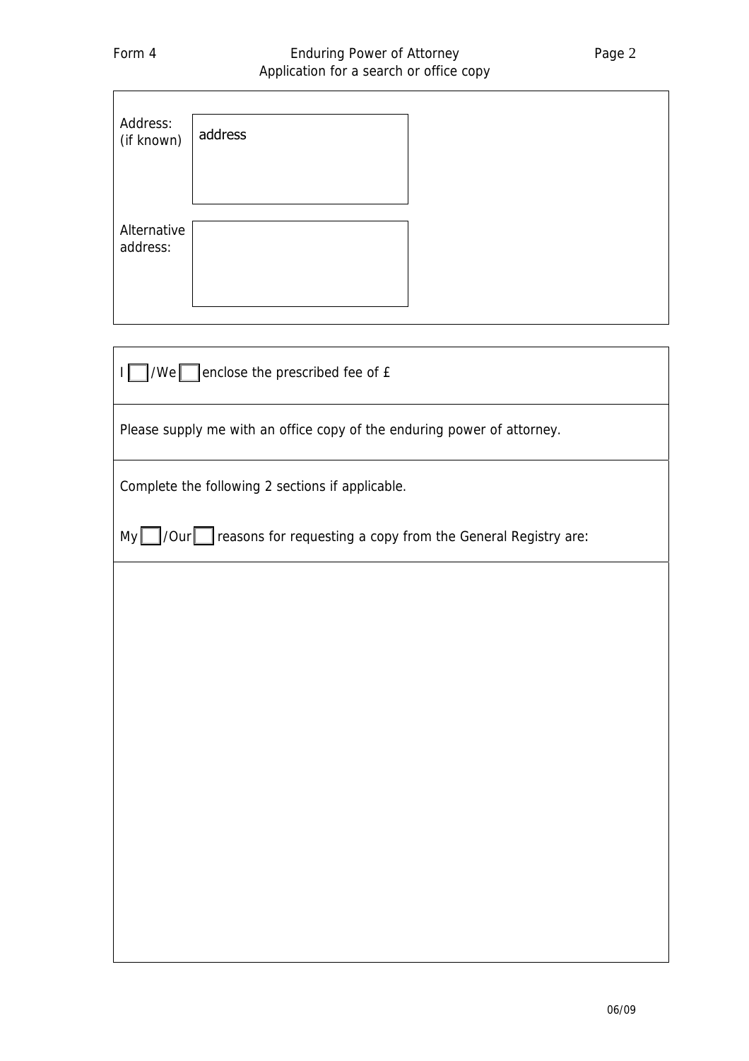Address: (if known)

address

Alternative address:

I ☐ /We ☐ enclose the prescribed fee of £

Please supply me with an office copy of the enduring power of attorney.

Complete the following 2 sections if applicable.

My ☐ /Our ☐ reasons for requesting a copy from the General Registry are:

06/09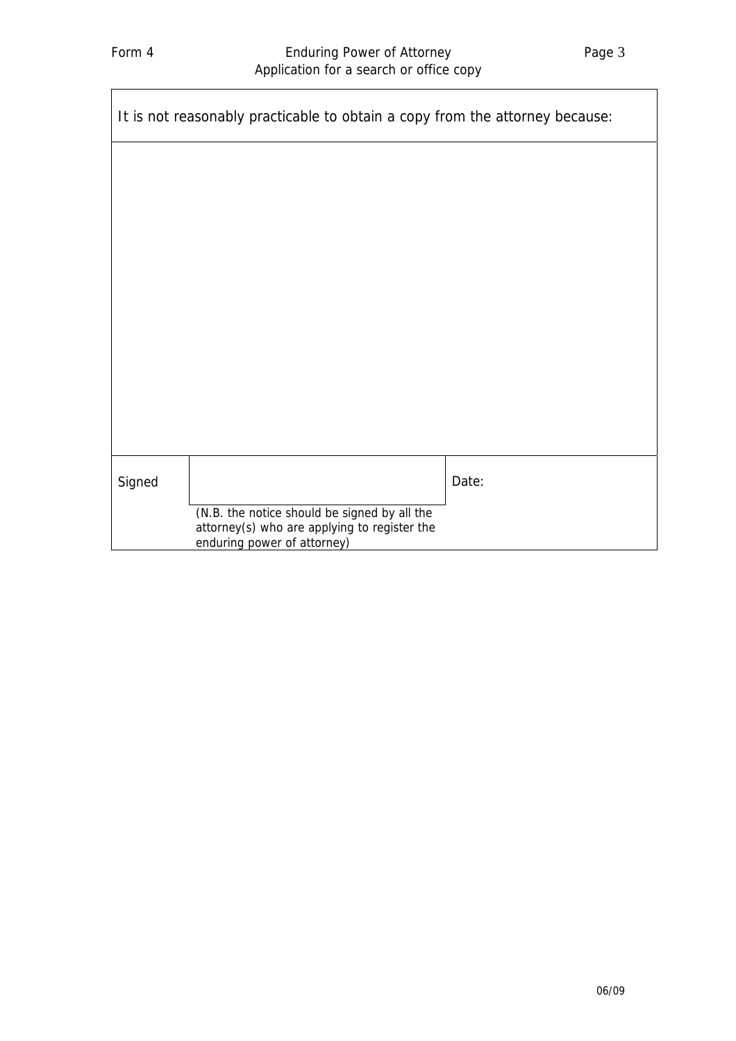| It is not reasonably practicable to obtain a copy from the attorney because: | | |
|---|---|---|
| | | |
| Signed | (N.B. the notice should be signed by all the attorney(s) who are applying to register the enduring power of attorney) | Date: |